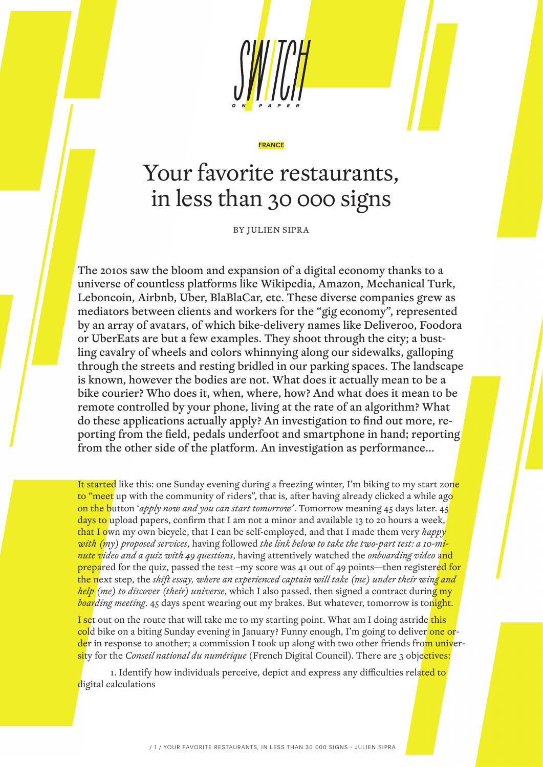SWITCH ON PAPER

FRANCE

# Your favorite restaurants, in less than 30 000 signs

BY JULIEN SIPRA

**The 2010s saw the bloom and expansion of a digital economy thanks to a universe of countless platforms like Wikipedia, Amazon, Mechanical Turk, Leboncoin, Airbnb, Uber, BlaBlaCar, etc. These diverse companies grew as mediators between clients and workers for the "gig economy", represented by an array of avatars, of which bike-delivery names like Deliveroo, Foodora or UberEats are but a few examples. They shoot through the city; a bustling cavalry of wheels and colors whinnying along our sidewalks, galloping through the streets and resting bridled in our parking spaces. The landscape is known, however the bodies are not. What does it actually mean to be a bike courier? Who does it, when, where, how? And what does it mean to be remote controlled by your phone, living at the rate of an algorithm? What do these applications actually apply? An investigation to find out more, reporting from the field, pedals underfoot and smartphone in hand; reporting from the other side of the platform. An investigation as performance...**

It started like this: one Sunday evening during a freezing winter, I'm biking to my start zone to "meet up with the community of riders", that is, after having already clicked a while ago on the button '*apply now and you can start tomorrow*'. Tomorrow meaning 45 days later. 45 days to upload papers, confirm that I am not a minor and available 13 to 20 hours a week, that I own my own bicycle, that I can be self-employed, and that I made them very *happy with (my) proposed services*, having followed *the link below to take the two-part test: a 10-minute video and a quiz with 49 questions*, having attentively watched the *onboarding video* and prepared for the quiz, passed the test –my score was 41 out of 49 points—then registered for the next step, the *shift essay, where an experienced captain will take (me) under their wing and help (me) to discover (their) universe*, which I also passed, then signed a contract during my *boarding meeting*. 45 days spent wearing out my brakes. But whatever, tomorrow is tonight.

I set out on the route that will take me to my starting point. What am I doing astride this cold bike on a biting Sunday evening in January? Funny enough, I'm going to deliver one order in response to another; a commission I took up along with two other friends from university for the *Conseil national du numérique* (French Digital Council). There are 3 objectives:

1. Identify how individuals perceive, depict and express any difficulties related to digital calculations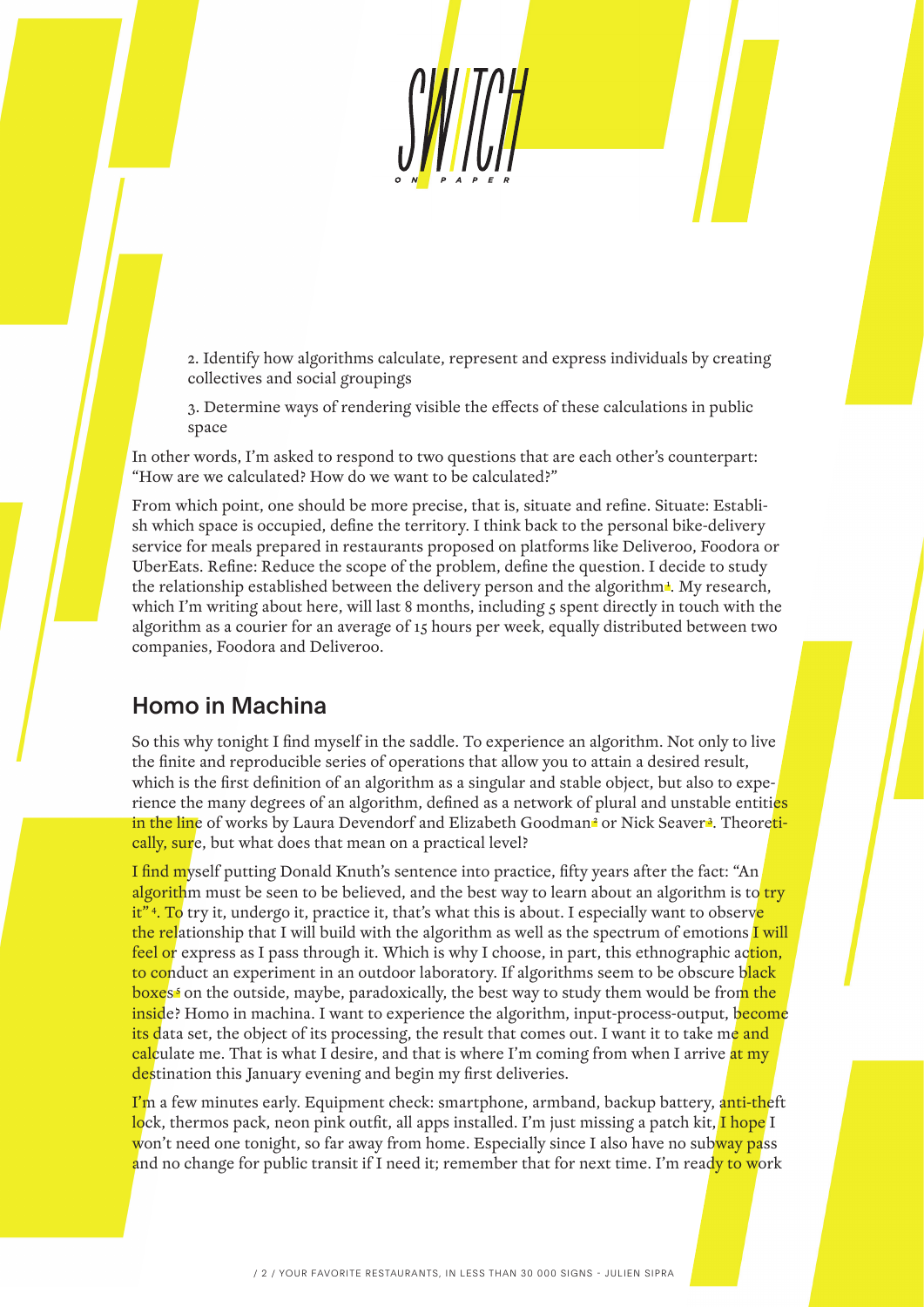2. Identify how algorithms calculate, represent and express individuals by creating collectives and social groupings

3. Determine ways of rendering visible the effects of these calculations in public space

In other words, I'm asked to respond to two questions that are each other's counterpart: "How are we calculated? How do we want to be calculated?"

From which point, one should be more precise, that is, situate and refine. Situate: Establish which space is occupied, define the territory. I think back to the personal bike-delivery service for meals prepared in restaurants proposed on platforms like Deliveroo, Foodora or UberEats. Refine: Reduce the scope of the problem, define the question. I decide to study the relationship established between the delivery person and the algorithm[1]. My research, which I'm writing about here, will last 8 months, including 5 spent directly in touch with the algorithm as a courier for an average of 15 hours per week, equally distributed between two companies, Foodora and Deliveroo.

## Homo in Machina

So this why tonight I find myself in the saddle. To experience an algorithm. Not only to live the finite and reproducible series of operations that allow you to attain a desired result, which is the first definition of an algorithm as a singular and stable object, but also to experience the many degrees of an algorithm, defined as a network of plural and unstable entities in the line of works by Laura Devendorf and Elizabeth Goodman[2] or Nick Seaver[3]. Theoretically, sure, but what does that mean on a practical level?

I find myself putting Donald Knuth's sentence into practice, fifty years after the fact: "An algorithm must be seen to be believed, and the best way to learn about an algorithm is to try it"[4]. To try it, undergo it, practice it, that's what this is about. I especially want to observe the relationship that I will build with the algorithm as well as the spectrum of emotions I will feel or express as I pass through it. Which is why I choose, in part, this ethnographic action, to conduct an experiment in an outdoor laboratory. If algorithms seem to be obscure black boxes[5] on the outside, maybe, paradoxically, the best way to study them would be from the inside? Homo in machina. I want to experience the algorithm, input-process-output, become its data set, the object of its processing, the result that comes out. I want it to take me and calculate me. That is what I desire, and that is where I'm coming from when I arrive at my destination this January evening and begin my first deliveries.

I'm a few minutes early. Equipment check: smartphone, armband, backup battery, anti-theft lock, thermos pack, neon pink outfit, all apps installed. I'm just missing a patch kit, I hope I won't need one tonight, so far away from home. Especially since I also have no subway pass and no change for public transit if I need it; remember that for next time. I'm ready to work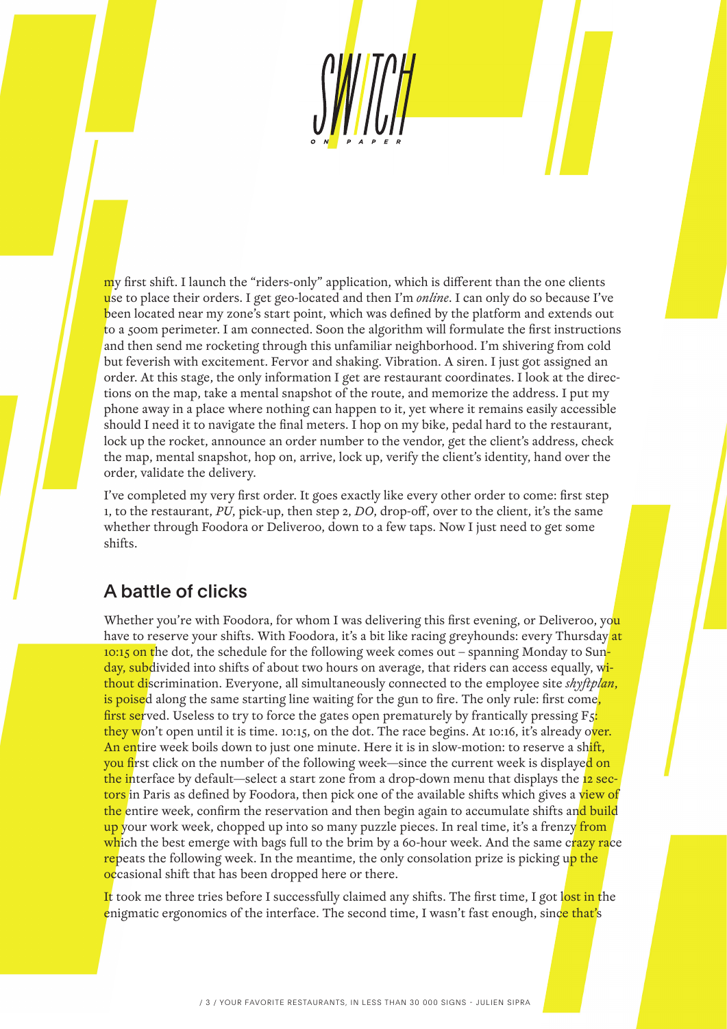my first shift. I launch the "riders-only" application, which is different than the one clients use to place their orders. I get geo-located and then I'm *online*. I can only do so because I've been located near my zone's start point, which was defined by the platform and extends out to a 500m perimeter. I am connected. Soon the algorithm will formulate the first instructions and then send me rocketing through this unfamiliar neighborhood. I'm shivering from cold but feverish with excitement. Fervor and shaking. Vibration. A siren. I just got assigned an order. At this stage, the only information I get are restaurant coordinates. I look at the directions on the map, take a mental snapshot of the route, and memorize the address. I put my phone away in a place where nothing can happen to it, yet where it remains easily accessible should I need it to navigate the final meters. I hop on my bike, pedal hard to the restaurant, lock up the rocket, announce an order number to the vendor, get the client's address, check the map, mental snapshot, hop on, arrive, lock up, verify the client's identity, hand over the order, validate the delivery.

I've completed my very first order. It goes exactly like every other order to come: first step 1, to the restaurant, *PU*, pick-up, then step 2, *DO*, drop-off, over to the client, it's the same whether through Foodora or Deliveroo, down to a few taps. Now I just need to get some shifts.

## A battle of clicks

Whether you're with Foodora, for whom I was delivering this first evening, or Deliveroo, you have to reserve your shifts. With Foodora, it's a bit like racing greyhounds: every Thursday at 10:15 on the dot, the schedule for the following week comes out – spanning Monday to Sunday, subdivided into shifts of about two hours on average, that riders can access equally, without discrimination. Everyone, all simultaneously connected to the employee site *shyftplan*, is poised along the same starting line waiting for the gun to fire. The only rule: first come, first served. Useless to try to force the gates open prematurely by frantically pressing F5: they won't open until it is time. 10:15, on the dot. The race begins. At 10:16, it's already over. An entire week boils down to just one minute. Here it is in slow-motion: to reserve a shift, you first click on the number of the following week—since the current week is displayed on the interface by default—select a start zone from a drop-down menu that displays the 12 sectors in Paris as defined by Foodora, then pick one of the available shifts which gives a view of the entire week, confirm the reservation and then begin again to accumulate shifts and build up your work week, chopped up into so many puzzle pieces. In real time, it's a frenzy from which the best emerge with bags full to the brim by a 60-hour week. And the same crazy race repeats the following week. In the meantime, the only consolation prize is picking up the occasional shift that has been dropped here or there.

It took me three tries before I successfully claimed any shifts. The first time, I got lost in the enigmatic ergonomics of the interface. The second time, I wasn't fast enough, since that's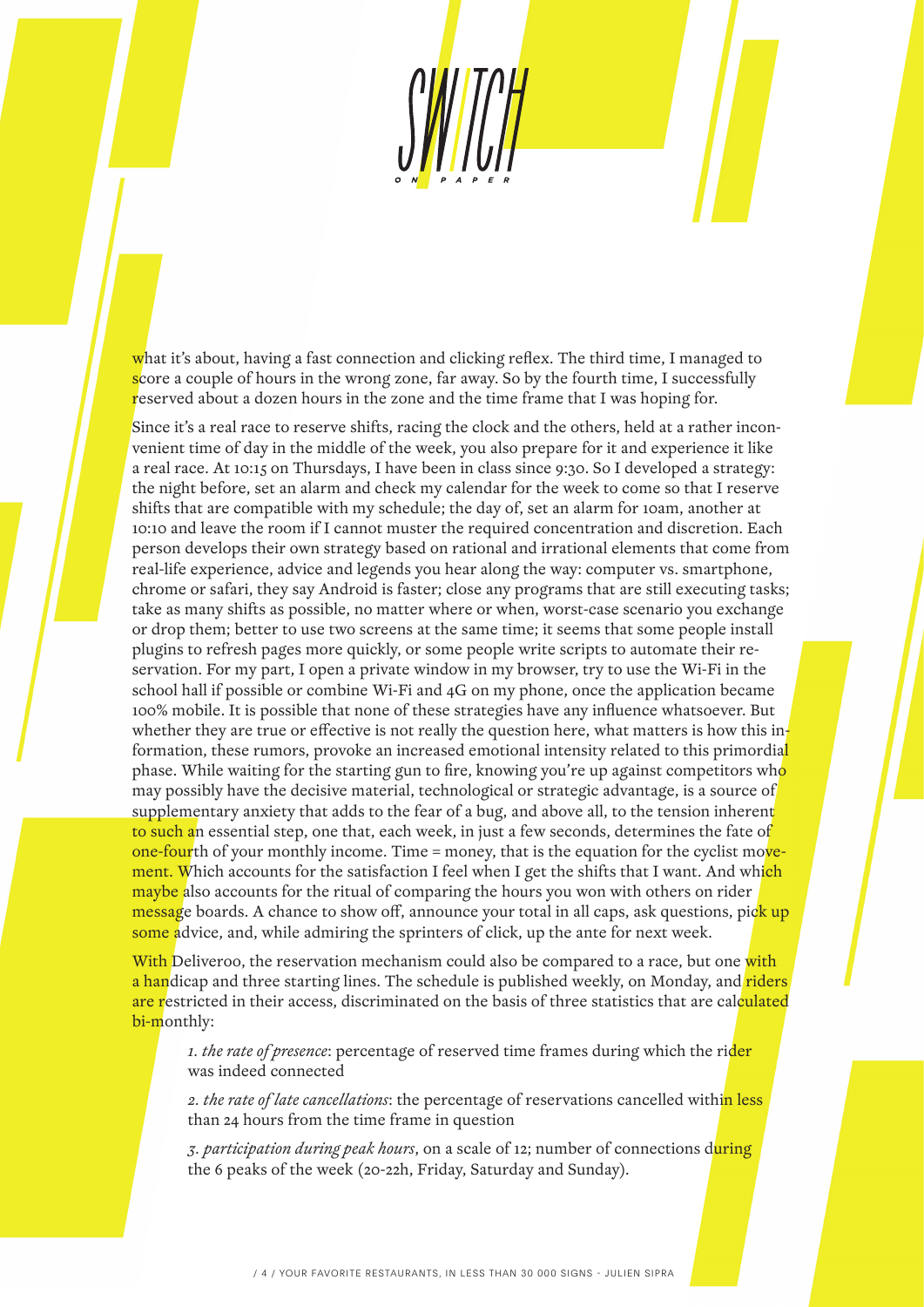what it's about, having a fast connection and clicking reflex. The third time, I managed to score a couple of hours in the wrong zone, far away. So by the fourth time, I successfully reserved about a dozen hours in the zone and the time frame that I was hoping for.

Since it's a real race to reserve shifts, racing the clock and the others, held at a rather inconvenient time of day in the middle of the week, you also prepare for it and experience it like a real race. At 10:15 on Thursdays, I have been in class since 9:30. So I developed a strategy: the night before, set an alarm and check my calendar for the week to come so that I reserve shifts that are compatible with my schedule; the day of, set an alarm for 10am, another at 10:10 and leave the room if I cannot muster the required concentration and discretion. Each person develops their own strategy based on rational and irrational elements that come from real-life experience, advice and legends you hear along the way: computer vs. smartphone, chrome or safari, they say Android is faster; close any programs that are still executing tasks; take as many shifts as possible, no matter where or when, worst-case scenario you exchange or drop them; better to use two screens at the same time; it seems that some people install plugins to refresh pages more quickly, or some people write scripts to automate their reservation. For my part, I open a private window in my browser, try to use the Wi-Fi in the school hall if possible or combine Wi-Fi and 4G on my phone, once the application became 100% mobile. It is possible that none of these strategies have any influence whatsoever. But whether they are true or effective is not really the question here, what matters is how this information, these rumors, provoke an increased emotional intensity related to this primordial phase. While waiting for the starting gun to fire, knowing you're up against competitors who may possibly have the decisive material, technological or strategic advantage, is a source of supplementary anxiety that adds to the fear of a bug, and above all, to the tension inherent to such an essential step, one that, each week, in just a few seconds, determines the fate of one-fourth of your monthly income. Time = money, that is the equation for the cyclist movement. Which accounts for the satisfaction I feel when I get the shifts that I want. And which maybe also accounts for the ritual of comparing the hours you won with others on rider message boards. A chance to show off, announce your total in all caps, ask questions, pick up some advice, and, while admiring the sprinters of click, up the ante for next week.

With Deliveroo, the reservation mechanism could also be compared to a race, but one with a handicap and three starting lines. The schedule is published weekly, on Monday, and riders are restricted in their access, discriminated on the basis of three statistics that are calculated bi-monthly:

1. *the rate of presence*: percentage of reserved time frames during which the rider was indeed connected

2. *the rate of late cancellations*: the percentage of reservations cancelled within less than 24 hours from the time frame in question

3. *participation during peak hours*, on a scale of 12; number of connections during the 6 peaks of the week (20-22h, Friday, Saturday and Sunday).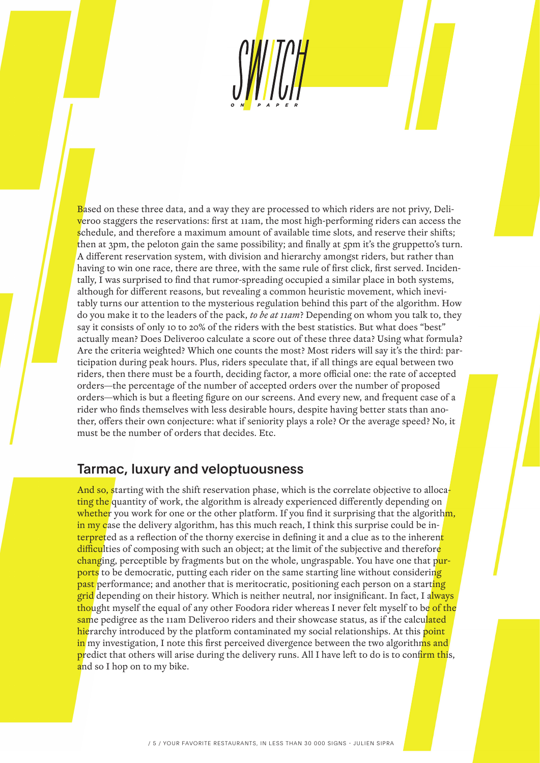Based on these three data, and a way they are processed to which riders are not privy, Deliveroo staggers the reservations: first at 11am, the most high-performing riders can access the schedule, and therefore a maximum amount of available time slots, and reserve their shifts; then at 3pm, the peloton gain the same possibility; and finally at 5pm it's the gruppetto's turn. A different reservation system, with division and hierarchy amongst riders, but rather than having to win one race, there are three, with the same rule of first click, first served. Incidentally, I was surprised to find that rumor-spreading occupied a similar place in both systems, although for different reasons, but revealing a common heuristic movement, which inevitably turns our attention to the mysterious regulation behind this part of the algorithm. How do you make it to the leaders of the pack, *to be at 11am*? Depending on whom you talk to, they say it consists of only 10 to 20% of the riders with the best statistics. But what does "best" actually mean? Does Deliveroo calculate a score out of these three data? Using what formula? Are the criteria weighted? Which one counts the most? Most riders will say it's the third: participation during peak hours. Plus, riders speculate that, if all things are equal between two riders, then there must be a fourth, deciding factor, a more official one: the rate of accepted orders—the percentage of the number of accepted orders over the number of proposed orders—which is but a fleeting figure on our screens. And every new, and frequent case of a rider who finds themselves with less desirable hours, despite having better stats than another, offers their own conjecture: what if seniority plays a role? Or the average speed? No, it must be the number of orders that decides. Etc.

## Tarmac, luxury and veloptuousness

And so, starting with the shift reservation phase, which is the correlate objective to allocating the quantity of work, the algorithm is already experienced differently depending on whether you work for one or the other platform. If you find it surprising that the algorithm, in my case the delivery algorithm, has this much reach, I think this surprise could be interpreted as a reflection of the thorny exercise in defining it and a clue as to the inherent difficulties of composing with such an object; at the limit of the subjective and therefore changing, perceptible by fragments but on the whole, ungraspable. You have one that purports to be democratic, putting each rider on the same starting line without considering past performance; and another that is meritocratic, positioning each person on a starting grid depending on their history. Which is neither neutral, nor insignificant. In fact, I always thought myself the equal of any other Foodora rider whereas I never felt myself to be of the same pedigree as the 11am Deliveroo riders and their showcase status, as if the calculated hierarchy introduced by the platform contaminated my social relationships. At this point in my investigation, I note this first perceived divergence between the two algorithms and predict that others will arise during the delivery runs. All I have left to do is to confirm this, and so I hop on to my bike.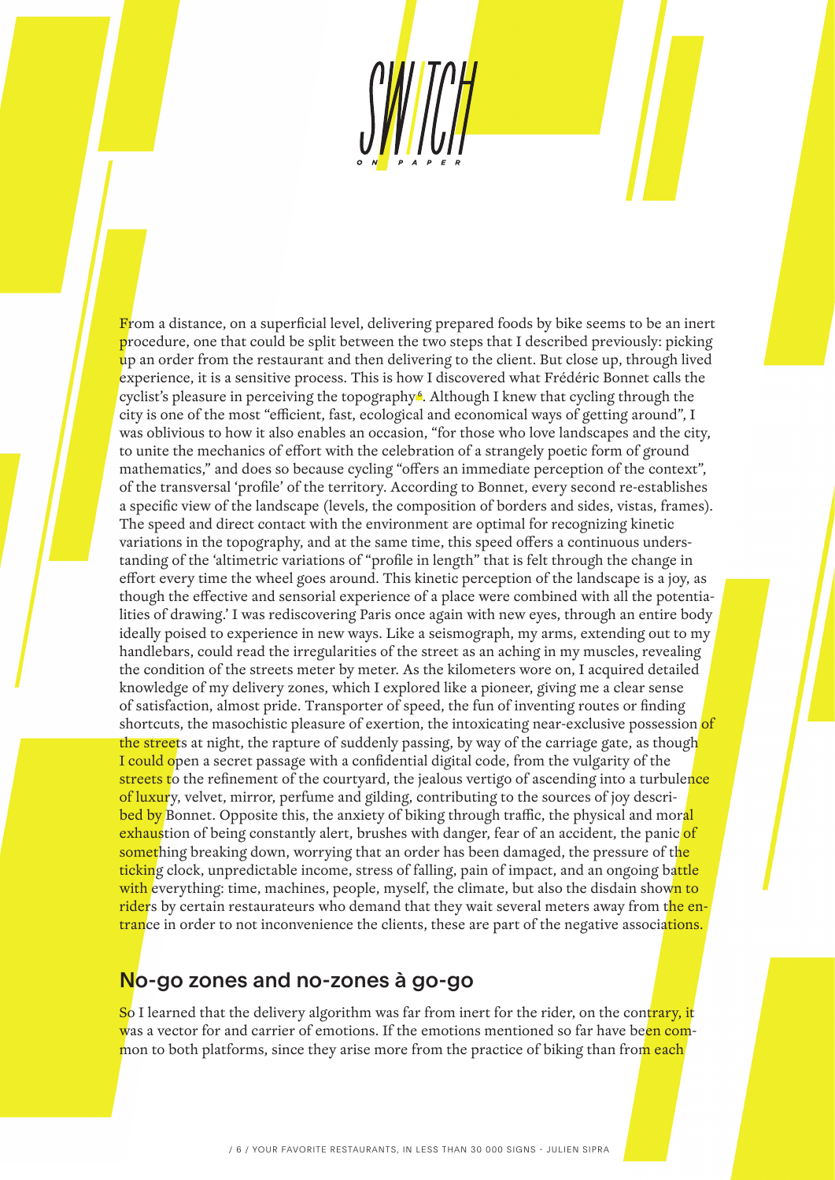From a distance, on a superficial level, delivering prepared foods by bike seems to be an inert procedure, one that could be split between the two steps that I described previously: picking up an order from the restaurant and then delivering to the client. But close up, through lived experience, it is a sensitive process. This is how I discovered what Frédéric Bonnet calls the cyclist's pleasure in perceiving the topography[6]. Although I knew that cycling through the city is one of the most "efficient, fast, ecological and economical ways of getting around", I was oblivious to how it also enables an occasion, "for those who love landscapes and the city, to unite the mechanics of effort with the celebration of a strangely poetic form of ground mathematics," and does so because cycling "offers an immediate perception of the context", of the transversal 'profile' of the territory. According to Bonnet, every second re-establishes a specific view of the landscape (levels, the composition of borders and sides, vistas, frames). The speed and direct contact with the environment are optimal for recognizing kinetic variations in the topography, and at the same time, this speed offers a continuous understanding of the 'altimetric variations of "profile in length" that is felt through the change in effort every time the wheel goes around. This kinetic perception of the landscape is a joy, as though the effective and sensorial experience of a place were combined with all the potentialities of drawing.' I was rediscovering Paris once again with new eyes, through an entire body ideally poised to experience in new ways. Like a seismograph, my arms, extending out to my handlebars, could read the irregularities of the street as an aching in my muscles, revealing the condition of the streets meter by meter. As the kilometers wore on, I acquired detailed knowledge of my delivery zones, which I explored like a pioneer, giving me a clear sense of satisfaction, almost pride. Transporter of speed, the fun of inventing routes or finding shortcuts, the masochistic pleasure of exertion, the intoxicating near-exclusive possession of the streets at night, the rapture of suddenly passing, by way of the carriage gate, as though I could open a secret passage with a confidential digital code, from the vulgarity of the streets to the refinement of the courtyard, the jealous vertigo of ascending into a turbulence of luxury, velvet, mirror, perfume and gilding, contributing to the sources of joy described by Bonnet. Opposite this, the anxiety of biking through traffic, the physical and moral exhaustion of being constantly alert, brushes with danger, fear of an accident, the panic of something breaking down, worrying that an order has been damaged, the pressure of the ticking clock, unpredictable income, stress of falling, pain of impact, and an ongoing battle with everything: time, machines, people, myself, the climate, but also the disdain shown to riders by certain restaurateurs who demand that they wait several meters away from the entrance in order to not inconvenience the clients, these are part of the negative associations.

## No-go zones and no-zones à go-go

So I learned that the delivery algorithm was far from inert for the rider, on the contrary, it was a vector for and carrier of emotions. If the emotions mentioned so far have been common to both platforms, since they arise more from the practice of biking than from each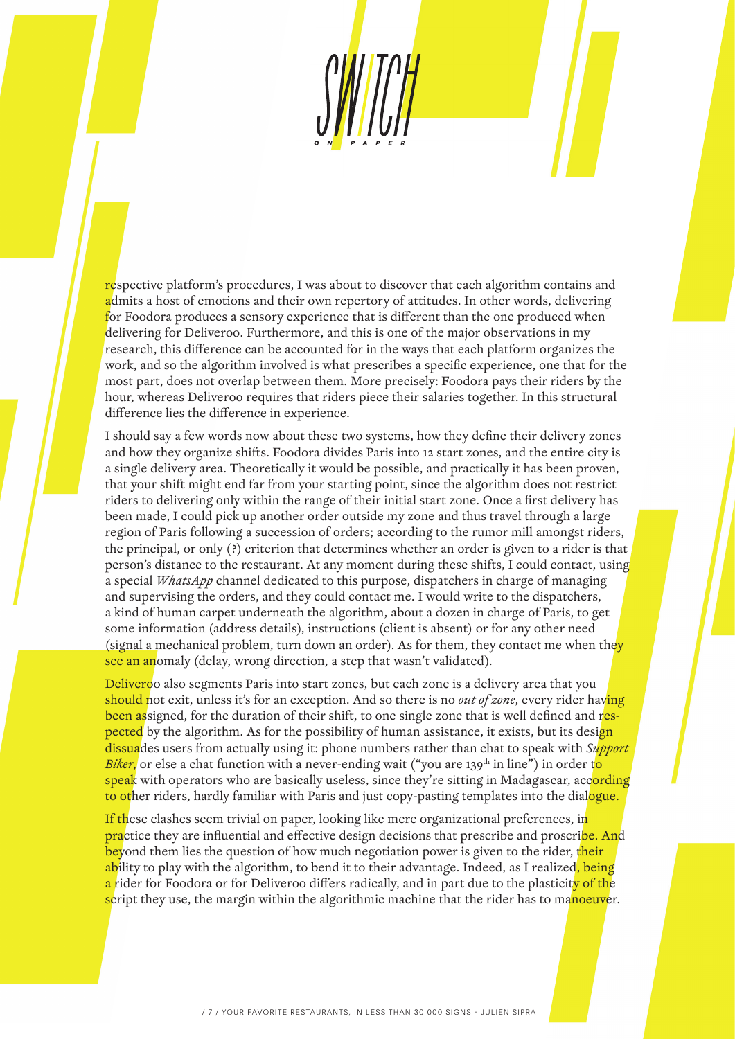respective platform's procedures, I was about to discover that each algorithm contains and admits a host of emotions and their own repertory of attitudes. In other words, delivering for Foodora produces a sensory experience that is different than the one produced when delivering for Deliveroo. Furthermore, and this is one of the major observations in my research, this difference can be accounted for in the ways that each platform organizes the work, and so the algorithm involved is what prescribes a specific experience, one that for the most part, does not overlap between them. More precisely: Foodora pays their riders by the hour, whereas Deliveroo requires that riders piece their salaries together. In this structural difference lies the difference in experience.

I should say a few words now about these two systems, how they define their delivery zones and how they organize shifts. Foodora divides Paris into 12 start zones, and the entire city is a single delivery area. Theoretically it would be possible, and practically it has been proven, that your shift might end far from your starting point, since the algorithm does not restrict riders to delivering only within the range of their initial start zone. Once a first delivery has been made, I could pick up another order outside my zone and thus travel through a large region of Paris following a succession of orders; according to the rumor mill amongst riders, the principal, or only (?) criterion that determines whether an order is given to a rider is that person's distance to the restaurant. At any moment during these shifts, I could contact, using a special *WhatsApp* channel dedicated to this purpose, dispatchers in charge of managing and supervising the orders, and they could contact me. I would write to the dispatchers, a kind of human carpet underneath the algorithm, about a dozen in charge of Paris, to get some information (address details), instructions (client is absent) or for any other need (signal a mechanical problem, turn down an order). As for them, they contact me when they see an anomaly (delay, wrong direction, a step that wasn't validated).

Deliveroo also segments Paris into start zones, but each zone is a delivery area that you should not exit, unless it's for an exception. And so there is no *out of zone*, every rider having been assigned, for the duration of their shift, to one single zone that is well defined and respected by the algorithm. As for the possibility of human assistance, it exists, but its design dissuades users from actually using it: phone numbers rather than chat to speak with *Support Biker*, or else a chat function with a never-ending wait ("you are 139th in line") in order to speak with operators who are basically useless, since they're sitting in Madagascar, according to other riders, hardly familiar with Paris and just copy-pasting templates into the dialogue.

If these clashes seem trivial on paper, looking like mere organizational preferences, in practice they are influential and effective design decisions that prescribe and proscribe. And beyond them lies the question of how much negotiation power is given to the rider, their ability to play with the algorithm, to bend it to their advantage. Indeed, as I realized, being a rider for Foodora or for Deliveroo differs radically, and in part due to the plasticity of the script they use, the margin within the algorithmic machine that the rider has to manoeuver.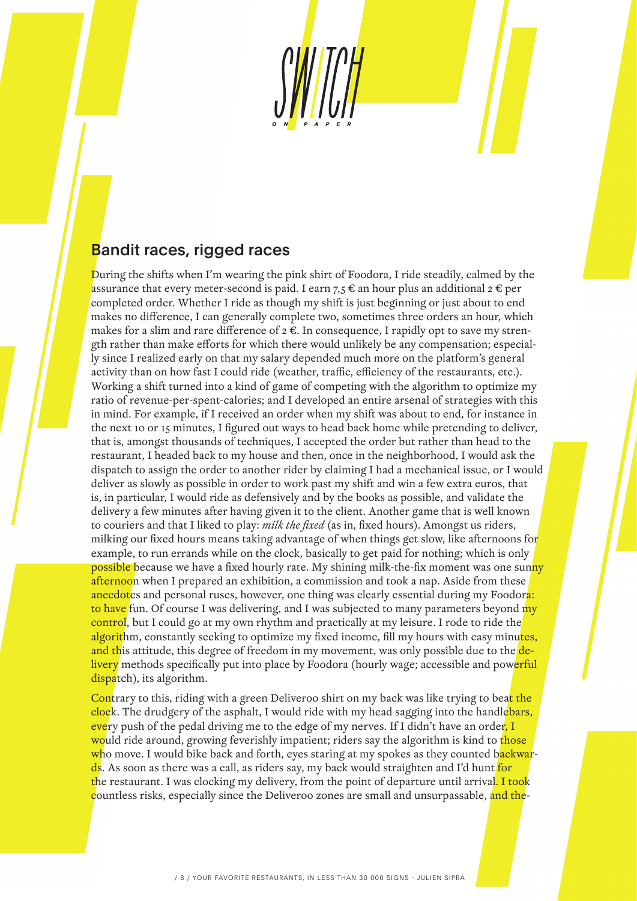## Bandit races, rigged races

During the shifts when I'm wearing the pink shirt of Foodora, I ride steadily, calmed by the assurance that every meter-second is paid. I earn 7,5 € an hour plus an additional 2 € per completed order. Whether I ride as though my shift is just beginning or just about to end makes no difference, I can generally complete two, sometimes three orders an hour, which makes for a slim and rare difference of 2 €. In consequence, I rapidly opt to save my strength rather than make efforts for which there would unlikely be any compensation; especially since I realized early on that my salary depended much more on the platform's general activity than on how fast I could ride (weather, traffic, efficiency of the restaurants, etc.). Working a shift turned into a kind of game of competing with the algorithm to optimize my ratio of revenue-per-spent-calories; and I developed an entire arsenal of strategies with this in mind. For example, if I received an order when my shift was about to end, for instance in the next 10 or 15 minutes, I figured out ways to head back home while pretending to deliver, that is, amongst thousands of techniques, I accepted the order but rather than head to the restaurant, I headed back to my house and then, once in the neighborhood, I would ask the dispatch to assign the order to another rider by claiming I had a mechanical issue, or I would deliver as slowly as possible in order to work past my shift and win a few extra euros, that is, in particular, I would ride as defensively and by the books as possible, and validate the delivery a few minutes after having given it to the client. Another game that is well known to couriers and that I liked to play: *milk the fixed* (as in, fixed hours). Amongst us riders, milking our fixed hours means taking advantage of when things get slow, like afternoons for example, to run errands while on the clock, basically to get paid for nothing; which is only possible because we have a fixed hourly rate. My shining milk-the-fix moment was one sunny afternoon when I prepared an exhibition, a commission and took a nap. Aside from these anecdotes and personal ruses, however, one thing was clearly essential during my Foodora: to have fun. Of course I was delivering, and I was subjected to many parameters beyond my control, but I could go at my own rhythm and practically at my leisure. I rode to ride the algorithm, constantly seeking to optimize my fixed income, fill my hours with easy minutes, and this attitude, this degree of freedom in my movement, was only possible due to the delivery methods specifically put into place by Foodora (hourly wage; accessible and powerful dispatch), its algorithm.

Contrary to this, riding with a green Deliveroo shirt on my back was like trying to beat the clock. The drudgery of the asphalt, I would ride with my head sagging into the handlebars, every push of the pedal driving me to the edge of my nerves. If I didn't have an order, I would ride around, growing feverishly impatient; riders say the algorithm is kind to those who move. I would bike back and forth, eyes staring at my spokes as they counted backwards. As soon as there was a call, as riders say, my back would straighten and I'd hunt for the restaurant. I was clocking my delivery, from the point of departure until arrival. I took countless risks, especially since the Deliveroo zones are small and unsurpassable, and the-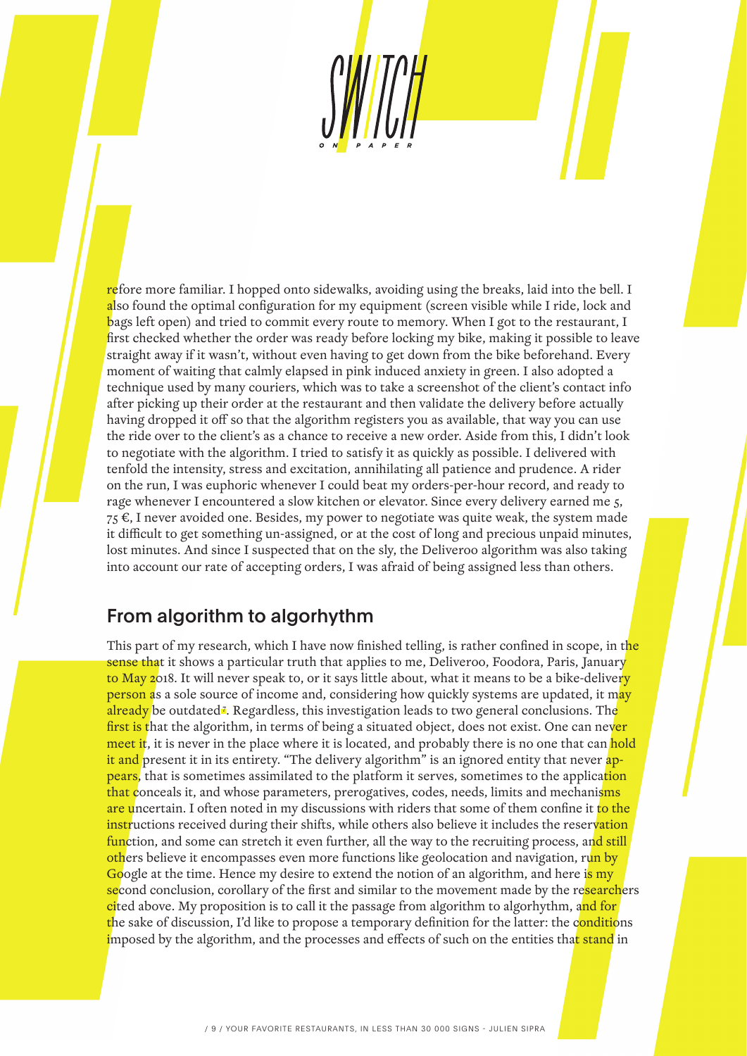refore more familiar. I hopped onto sidewalks, avoiding using the breaks, laid into the bell. I also found the optimal configuration for my equipment (screen visible while I ride, lock and bags left open) and tried to commit every route to memory. When I got to the restaurant, I first checked whether the order was ready before locking my bike, making it possible to leave straight away if it wasn't, without even having to get down from the bike beforehand. Every moment of waiting that calmly elapsed in pink induced anxiety in green. I also adopted a technique used by many couriers, which was to take a screenshot of the client's contact info after picking up their order at the restaurant and then validate the delivery before actually having dropped it off so that the algorithm registers you as available, that way you can use the ride over to the client's as a chance to receive a new order. Aside from this, I didn't look to negotiate with the algorithm. I tried to satisfy it as quickly as possible. I delivered with tenfold the intensity, stress and excitation, annihilating all patience and prudence. A rider on the run, I was euphoric whenever I could beat my orders-per-hour record, and ready to rage whenever I encountered a slow kitchen or elevator. Since every delivery earned me 5, 75 €, I never avoided one. Besides, my power to negotiate was quite weak, the system made it difficult to get something un-assigned, or at the cost of long and precious unpaid minutes, lost minutes. And since I suspected that on the sly, the Deliveroo algorithm was also taking into account our rate of accepting orders, I was afraid of being assigned less than others.

## From algorithm to algorhythm

This part of my research, which I have now finished telling, is rather confined in scope, in the sense that it shows a particular truth that applies to me, Deliveroo, Foodora, Paris, January to May 2018. It will never speak to, or it says little about, what it means to be a bike-delivery person as a sole source of income and, considering how quickly systems are updated, it may already be outdated[7]. Regardless, this investigation leads to two general conclusions. The first is that the algorithm, in terms of being a situated object, does not exist. One can never meet it, it is never in the place where it is located, and probably there is no one that can hold it and present it in its entirety. "The delivery algorithm" is an ignored entity that never appears, that is sometimes assimilated to the platform it serves, sometimes to the application that conceals it, and whose parameters, prerogatives, codes, needs, limits and mechanisms are uncertain. I often noted in my discussions with riders that some of them confine it to the instructions received during their shifts, while others also believe it includes the reservation function, and some can stretch it even further, all the way to the recruiting process, and still others believe it encompasses even more functions like geolocation and navigation, run by Google at the time. Hence my desire to extend the notion of an algorithm, and here is my second conclusion, corollary of the first and similar to the movement made by the researchers cited above. My proposition is to call it the passage from algorithm to algorhythm, and for the sake of discussion, I'd like to propose a temporary definition for the latter: the conditions imposed by the algorithm, and the processes and effects of such on the entities that stand in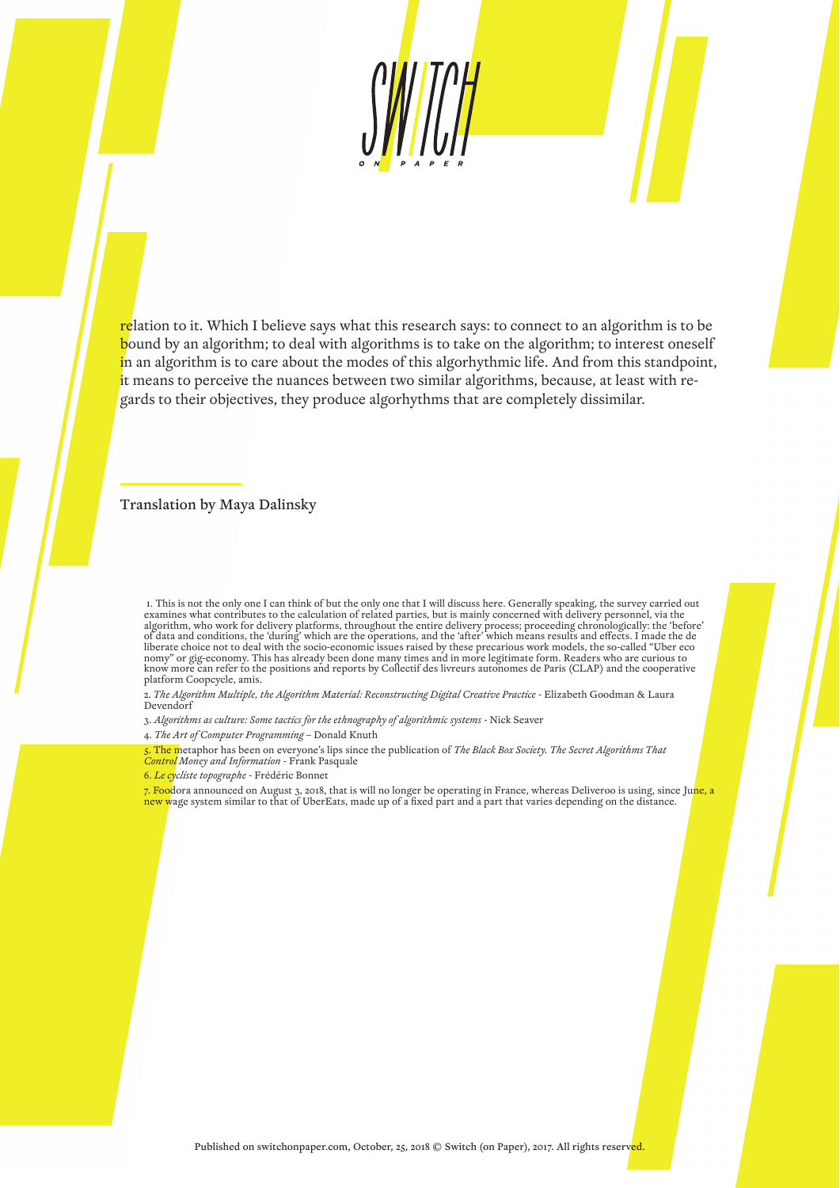relation to it. Which I believe says what this research says: to connect to an algorithm is to be bound by an algorithm; to deal with algorithms is to take on the algorithm; to interest oneself in an algorithm is to care about the modes of this algorhythmic life. And from this standpoint, it means to perceive the nuances between two similar algorithms, because, at least with regards to their objectives, they produce algorhythms that are completely dissimilar.

Translation by Maya Dalinsky

1. This is not the only one I can think of but the only one that I will discuss here. Generally speaking, the survey carried out examines what contributes to the calculation of related parties, but is mainly concerned with delivery personnel, via the algorithm, who work for delivery platforms, throughout the entire delivery process; proceeding chronologically: the 'before' of data and conditions, the 'during' which are the operations, and the 'after' which means results and effects. I made the deliberate choice not to deal with the socio-economic issues raised by these precarious work models, the so-called "Uber economy" or gig-economy. This has already been done many times and in more legitimate form. Readers who are curious to know more can refer to the positions and reports by Collectif des livreurs autonomes de Paris (CLAP) and the cooperative platform Coopcycle, amis.

2. *The Algorithm Multiple, the Algorithm Material: Reconstructing Digital Creative Practice* - Elizabeth Goodman & Laura Devendorf

3. *Algorithms as culture: Some tactics for the ethnography of algorithmic systems* - Nick Seaver

4. *The Art of Computer Programming* – Donald Knuth

5. The metaphor has been on everyone's lips since the publication of *The Black Box Society. The Secret Algorithms That Control Money and Information* - Frank Pasquale

6. *Le cycliste topographe* - Frédéric Bonnet

7. Foodora announced on August 3, 2018, that is will no longer be operating in France, whereas Deliveroo is using, since June, a new wage system similar to that of UberEats, made up of a fixed part and a part that varies depending on the distance.

Published on switchonpaper.com, October, 25, 2018 © Switch (on Paper), 2017. All rights reserved.